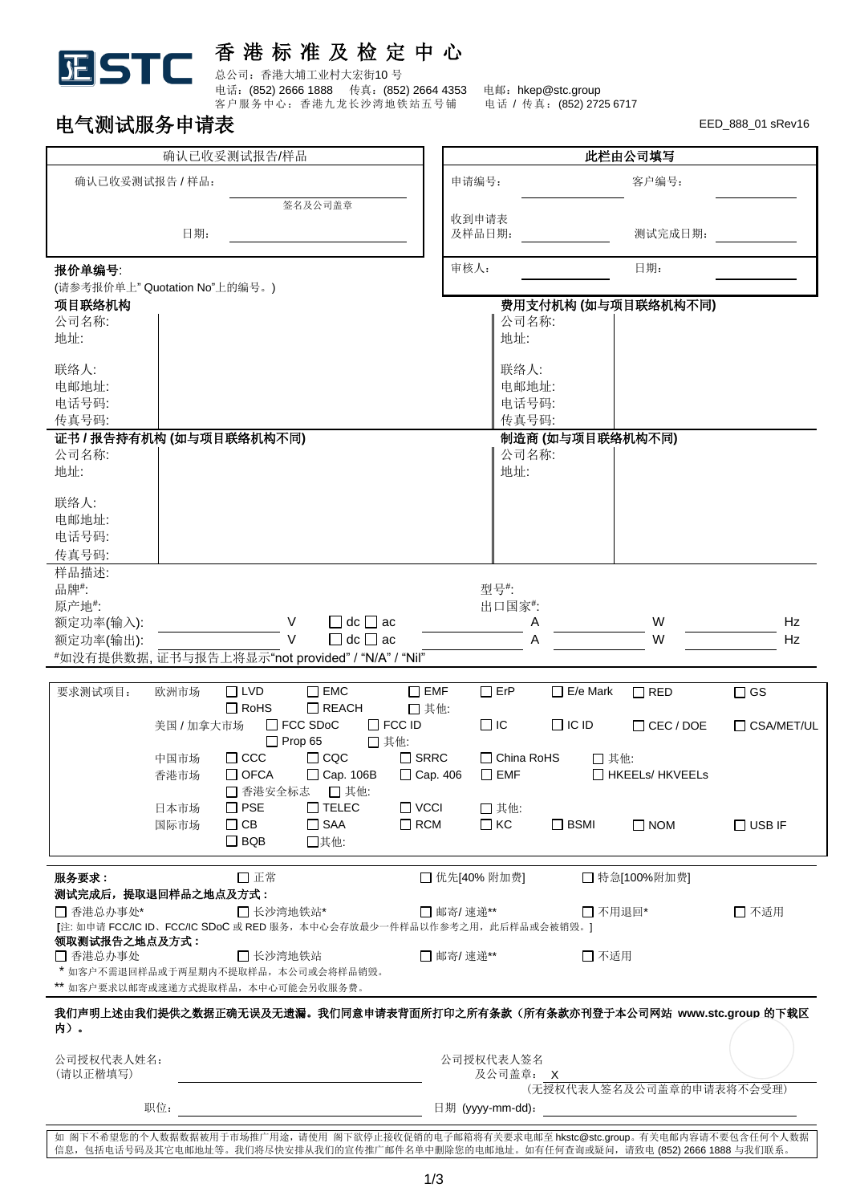# 香港标准及检定中心

总公司：香港大埔工业村大宏街10 号
电话：(852) 2666 1888　传真：(852) 2664 4353　电邮：hkep@stc.group
客户服务中心：香港九龙长沙湾地铁站五号铺　电话 / 传真：(852) 2725 6717

## 电气测试服务申请表

EED_888_01 sRev16

| 确认已收妥测试报告/样品 | |
|---|---|
| 确认已收妥测试报告 / 样品： | ________ 签名及公司盖章 |
| 日期： | ________ |

| 此栏由公司填写 | | | |
|---|---|---|---|
| 申请编号： | ________ | 客户编号： | ________ |
| 收到申请表及样品日期： | ________ | 测试完成日期： | ________ |
| 审核人： | ________ | 日期： | ________ |

**报价单编号**:
(请参考报价单上" Quotation No"上的编号。)

| **项目联络机构** | | **费用支付机构 (如与项目联络机构不同)** | |
|---|---|---|---|
| 公司名称: | | 公司名称: | |
| 地址: | | 地址: | |
| 联络人: | | 联络人: | |
| 电邮地址: | | 电邮地址: | |
| 电话号码: | | 电话号码: | |
| 传真号码: | | 传真号码: | |

| **证书 / 报告持有机构 (如与项目联络机构不同)** | | **制造商 (如与项目联络机构不同)** | |
|---|---|---|---|
| 公司名称: | | 公司名称: | |
| 地址: | | 地址: | |
| 联络人: | | | |
| 电邮地址: | | | |
| 电话号码: | | | |
| 传真号码: | | | |

样品描述:
品牌[#]:　　　　型号[#]:
原产地[#]:　　　出口国家[#]:
额定功率(输入): ________ V　☐ dc ☐ ac　________ A　________ W　________ Hz
额定功率(输出): ________ V　☐ dc ☐ ac　________ A　________ W　________ Hz
[#]如没有提供数据, 证书与报告上将显示"not provided" / "N/A" / "Nil"

**要求测试项目：**

| 市场 | | | | | | | |
|---|---|---|---|---|---|---|---|
| 欧洲市场 | ☐ LVD | ☐ EMC | ☐ EMF | ☐ ErP | ☐ E/e Mark | ☐ RED | ☐ GS |
| | ☐ RoHS | ☐ REACH | ☐ 其他: | | | | |
| 美国 / 加拿大市场 | ☐ FCC SDoC | ☐ FCC ID | ☐ IC | ☐ IC ID | ☐ CEC / DOE | ☐ CSA/MET/UL | |
| | ☐ Prop 65 | ☐ 其他: | | | | | |
| 中国市场 | ☐ CCC | ☐ CQC | ☐ SRRC | ☐ China RoHS | ☐ 其他: | | |
| 香港市场 | ☐ OFCA | ☐ Cap. 106B | ☐ Cap. 406 | ☐ EMF | ☐ HKEELs/ HKVEELs | | |
| | ☐ 香港安全标志 | ☐ 其他: | | | | | |
| 日本市场 | ☐ PSE | ☐ TELEC | ☐ VCCI | ☐ 其他: | | | |
| 国际市场 | ☐ CB | ☐ SAA | ☐ RCM | ☐ KC | ☐ BSMI | ☐ NOM | ☐ USB IF |
| | ☐ BQB | ☐其他: | | | | | |

**服务要求：**　☐ 正常　☐ 优先[40% 附加费]　☐ 特急[100%附加费]

**测试完成后，提取退回样品之地点及方式：**
☐ 香港总办事处*　☐ 长沙湾地铁站*　☐ 邮寄/ 速递**　☐ 不用退回*　☐ 不适用
[注: 如申请 FCC/IC ID、FCC/IC SDoC 或 RED 服务，本中心会存放最少一件样品以作参考之用，此后样品或会被销毁。]

**领取测试报告之地点及方式：**
☐ 香港总办事处　☐ 长沙湾地铁站　☐ 邮寄/ 速递**　☐ 不适用

\* 如客户不需退回样品或于两星期内不提取样品，本公司或会将样品销毁。
** 如客户要求以邮寄或速递方式提取样品，本中心可能会另收服务费。

**我们声明上述由我们提供之数据正确无误及无遗漏。我们同意申请表背面所打印之所有条款（所有条款亦刊登于本公司网站 www.stc.group 的下载区内）。**

公司授权代表人姓名:
(请以正楷填写) ________

公司授权代表人签名及公司盖章： X
(无授权代表人签名及公司盖章的申请表将不会受理)

职位: ________　日期 (yyyy-mm-dd): ________

如 阁下不希望您的个人数据数据被用于市场推广用途，请使用 阁下欲停止接收促销的电子邮箱将有关要求电邮至 hkstc@stc.group。有关电邮内容请不要包含任何个人数据信息，包括电话号码及其它电邮地址等。我们将尽快安排从我们的宣传推广邮件名单中删除您的电邮地址。如有任何查询或疑问，请致电 (852) 2666 1888 与我们联系。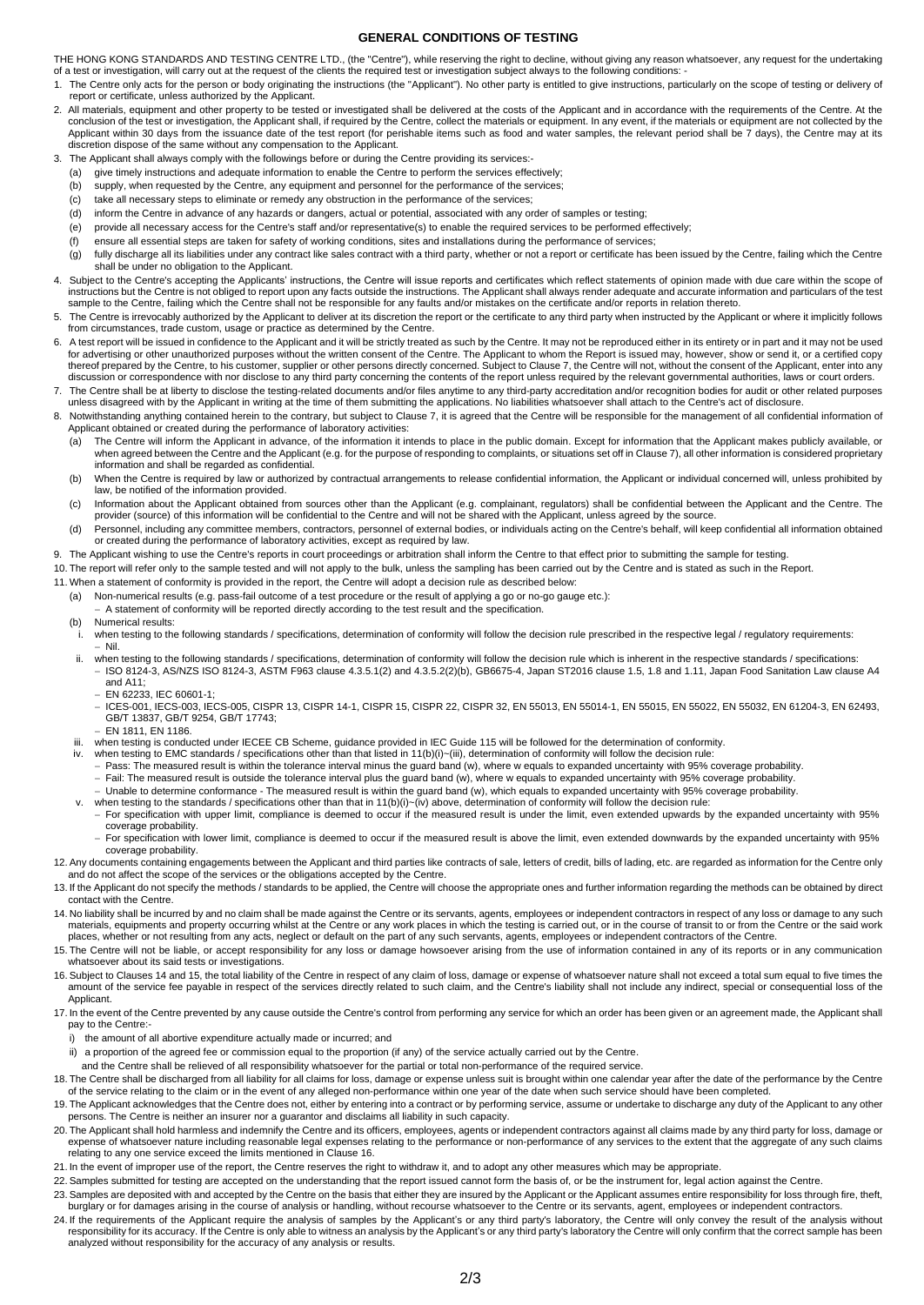# GENERAL CONDITIONS OF TESTING

THE HONG KONG STANDARDS AND TESTING CENTRE LTD., (the "Centre"), while reserving the right to decline, without giving any reason whatsoever, any request for the undertaking of a test or investigation, will carry out at the request of the clients the required test or investigation subject always to the following conditions: -

1. The Centre only acts for the person or body originating the instructions (the "Applicant"). No other party is entitled to give instructions, particularly on the scope of testing or delivery of report or certificate, unless authorized by the Applicant.
2. All materials, equipment and other property to be tested or investigated shall be delivered at the costs of the Applicant and in accordance with the requirements of the Centre. At the conclusion of the test or investigation, the Applicant shall, if required by the Centre, collect the materials or equipment. In any event, if the materials or equipment are not collected by the Applicant within 30 days from the issuance date of the test report (for perishable items such as food and water samples, the relevant period shall be 7 days), the Centre may at its discretion dispose of the same without any compensation to the Applicant.
3. The Applicant shall always comply with the followings before or during the Centre providing its services:-
   (a) give timely instructions and adequate information to enable the Centre to perform the services effectively;
   (b) supply, when requested by the Centre, any equipment and personnel for the performance of the services;
   (c) take all necessary steps to eliminate or remedy any obstruction in the performance of the services;
   (d) inform the Centre in advance of any hazards or dangers, actual or potential, associated with any order of samples or testing;
   (e) provide all necessary access for the Centre's staff and/or representative(s) to enable the required services to be performed effectively;
   (f) ensure all essential steps are taken for safety of working conditions, sites and installations during the performance of services;
   (g) fully discharge all its liabilities under any contract like sales contract with a third party, whether or not a report or certificate has been issued by the Centre, failing which the Centre shall be under no obligation to the Applicant.
4. Subject to the Centre's accepting the Applicants' instructions, the Centre will issue reports and certificates which reflect statements of opinion made with due care within the scope of instructions but the Centre is not obliged to report upon any facts outside the instructions. The Applicant shall always render adequate and accurate information and particulars of the test sample to the Centre, failing which the Centre shall not be responsible for any faults and/or mistakes on the certificate and/or reports in relation thereto.
5. The Centre is irrevocably authorized by the Applicant to deliver at its discretion the report or the certificate to any third party when instructed by the Applicant or where it implicitly follows from circumstances, trade custom, usage or practice as determined by the Centre.
6. A test report will be issued in confidence to the Applicant and it will be strictly treated as such by the Centre. It may not be reproduced either in its entirety or in part and it may not be used for advertising or other unauthorized purposes without the written consent of the Centre. The Applicant to whom the Report is issued may, however, show or send it, or a certified copy thereof prepared by the Centre, to his customer, supplier or other persons directly concerned. Subject to Clause 7, the Centre will not, without the consent of the Applicant, enter into any discussion or correspondence with nor disclose to any third party concerning the contents of the report unless required by the relevant governmental authorities, laws or court orders.
7. The Centre shall be at liberty to disclose the testing-related documents and/or files anytime to any third-party accreditation and/or recognition bodies for audit or other related purposes unless disagreed with by the Applicant in writing at the time of them submitting the applications. No liabilities whatsoever shall attach to the Centre's act of disclosure.
8. Notwithstanding anything contained herein to the contrary, but subject to Clause 7, it is agreed that the Centre will be responsible for the management of all confidential information of Applicant obtained or created during the performance of laboratory activities:
   (a) The Centre will inform the Applicant in advance, of the information it intends to place in the public domain. Except for information that the Applicant makes publicly available, or when agreed between the Centre and the Applicant (e.g. for the purpose of responding to complaints, or situations set off in Clause 7), all other information is considered proprietary information and shall be regarded as confidential.
   (b) When the Centre is required by law or authorized by contractual arrangements to release confidential information, the Applicant or individual concerned will, unless prohibited by law, be notified of the information provided.
   (c) Information about the Applicant obtained from sources other than the Applicant (e.g. complainant, regulators) shall be confidential between the Applicant and the Centre. The provider (source) of this information will be confidential to the Centre and will not be shared with the Applicant, unless agreed by the source.
   (d) Personnel, including any committee members, contractors, personnel of external bodies, or individuals acting on the Centre's behalf, will keep confidential all information obtained or created during the performance of laboratory activities, except as required by law.
9. The Applicant wishing to use the Centre's reports in court proceedings or arbitration shall inform the Centre to that effect prior to submitting the sample for testing.
10. The report will refer only to the sample tested and will not apply to the bulk, unless the sampling has been carried out by the Centre and is stated as such in the Report.
11. When a statement of conformity is provided in the report, the Centre will adopt a decision rule as described below:
   (a) Non-numerical results (e.g. pass-fail outcome of a test procedure or the result of applying a go or no-go gauge etc.):
      - A statement of conformity will be reported directly according to the test result and the specification.
   (b) Numerical results:
      i. when testing to the following standards / specifications, determination of conformity will follow the decision rule prescribed in the respective legal / regulatory requirements:
         - Nil.
      ii. when testing to the following standards / specifications, determination of conformity will follow the decision rule which is inherent in the respective standards / specifications:
         - ISO 8124-3, AS/NZS ISO 8124-3, ASTM F963 clause 4.3.5.1(2) and 4.3.5.2(2)(b), GB6675-4, Japan ST2016 clause 1.5, 1.8 and 1.11, Japan Food Sanitation Law clause A4 and A11;
         - EN 62233, IEC 60601-1;
         - ICES-001, IECS-003, IECS-005, CISPR 13, CISPR 14-1, CISPR 15, CISPR 22, CISPR 32, EN 55013, EN 55014-1, EN 55015, EN 55022, EN 55032, EN 61204-3, EN 62493, GB/T 13837, GB/T 9254, GB/T 17743;
         - EN 1811, EN 1186.
      iii. when testing is conducted under IECEE CB Scheme, guidance provided in IEC Guide 115 will be followed for the determination of conformity.
      iv. when testing to EMC standards / specifications other than that listed in 11(b)(i)~(iii), determination of conformity will follow the decision rule:
         - Pass: The measured result is within the tolerance interval minus the guard band (w), where w equals to expanded uncertainty with 95% coverage probability.
         - Fail: The measured result is outside the tolerance interval plus the guard band (w), where w equals to expanded uncertainty with 95% coverage probability.
         - Unable to determine conformance - The measured result is within the guard band (w), which equals to expanded uncertainty with 95% coverage probability.
      v. when testing to the standards / specifications other than that in 11(b)(i)~(iv) above, determination of conformity will follow the decision rule:
         - For specification with upper limit, compliance is deemed to occur if the measured result is under the limit, even extended upwards by the expanded uncertainty with 95% coverage probability.
         - For specification with lower limit, compliance is deemed to occur if the measured result is above the limit, even extended downwards by the expanded uncertainty with 95% coverage probability.
12. Any documents containing engagements between the Applicant and third parties like contracts of sale, letters of credit, bills of lading, etc. are regarded as information for the Centre only and do not affect the scope of the services or the obligations accepted by the Centre.
13. If the Applicant do not specify the methods / standards to be applied, the Centre will choose the appropriate ones and further information regarding the methods can be obtained by direct contact with the Centre.
14. No liability shall be incurred by and no claim shall be made against the Centre or its servants, agents, employees or independent contractors in respect of any loss or damage to any such materials, equipments and property occurring whilst at the Centre or any work places in which the testing is carried out, or in the course of transit to or from the Centre or the said work places, whether or not resulting from any acts, neglect or default on the part of any such servants, agents, employees or independent contractors of the Centre.
15. The Centre will not be liable, or accept responsibility for any loss or damage howsoever arising from the use of information contained in any of its reports or in any communication whatsoever about its said tests or investigations.
16. Subject to Clauses 14 and 15, the total liability of the Centre in respect of any claim of loss, damage or expense of whatsoever nature shall not exceed a total sum equal to five times the amount of the service fee payable in respect of the services directly related to such claim, and the Centre's liability shall not include any indirect, special or consequential loss of the Applicant.
17. In the event of the Centre prevented by any cause outside the Centre's control from performing any service for which an order has been given or an agreement made, the Applicant shall pay to the Centre:-
   i) the amount of all abortive expenditure actually made or incurred; and
   ii) a proportion of the agreed fee or commission equal to the proportion (if any) of the service actually carried out by the Centre.

   and the Centre shall be relieved of all responsibility whatsoever for the partial or total non-performance of the required service.
18. The Centre shall be discharged from all liability for all claims for loss, damage or expense unless suit is brought within one calendar year after the date of the performance by the Centre of the service relating to the claim or in the event of any alleged non-performance within one year of the date when such service should have been completed.
19. The Applicant acknowledges that the Centre does not, either by entering into a contract or by performing service, assume or undertake to discharge any duty of the Applicant to any other persons. The Centre is neither an insurer nor a guarantor and disclaims all liability in such capacity.
20. The Applicant shall hold harmless and indemnify the Centre and its officers, employees, agents or independent contractors against all claims made by any third party for loss, damage or expense of whatsoever nature including reasonable legal expenses relating to the performance or non-performance of any services to the extent that the aggregate of any such claims relating to any one service exceed the limits mentioned in Clause 16.
21. In the event of improper use of the report, the Centre reserves the right to withdraw it, and to adopt any other measures which may be appropriate.
22. Samples submitted for testing are accepted on the understanding that the report issued cannot form the basis of, or be the instrument for, legal action against the Centre.
23. Samples are deposited with and accepted by the Centre on the basis that either they are insured by the Applicant or the Applicant assumes entire responsibility for loss through fire, theft, burglary or for damages arising in the course of analysis or handling, without recourse whatsoever to the Centre or its servants, agent, employees or independent contractors.
24. If the requirements of the Applicant require the analysis of samples by the Applicant's or any third party's laboratory, the Centre will only convey the result of the analysis without responsibility for its accuracy. If the Centre is only able to witness an analysis by the Applicant's or any third party's laboratory the Centre will only confirm that the correct sample has been analyzed without responsibility for the accuracy of any analysis or results.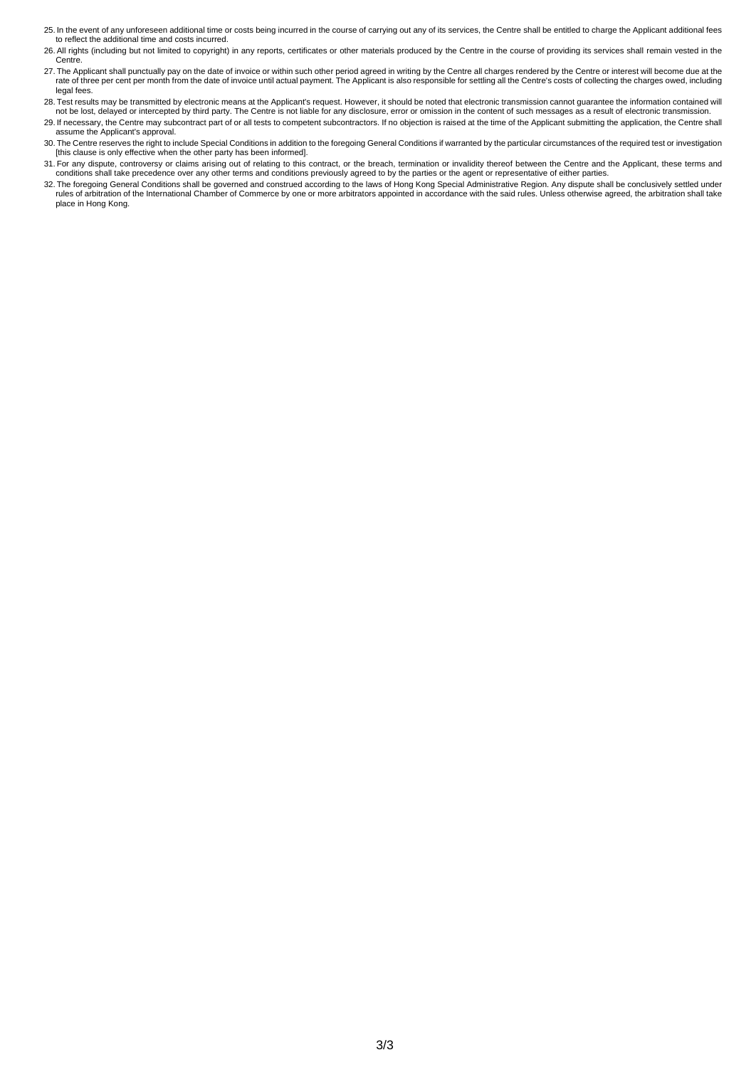25. In the event of any unforeseen additional time or costs being incurred in the course of carrying out any of its services, the Centre shall be entitled to charge the Applicant additional fees to reflect the additional time and costs incurred.
26. All rights (including but not limited to copyright) in any reports, certificates or other materials produced by the Centre in the course of providing its services shall remain vested in the Centre.
27. The Applicant shall punctually pay on the date of invoice or within such other period agreed in writing by the Centre all charges rendered by the Centre or interest will become due at the rate of three per cent per month from the date of invoice until actual payment. The Applicant is also responsible for settling all the Centre's costs of collecting the charges owed, including legal fees.
28. Test results may be transmitted by electronic means at the Applicant's request. However, it should be noted that electronic transmission cannot guarantee the information contained will not be lost, delayed or intercepted by third party. The Centre is not liable for any disclosure, error or omission in the content of such messages as a result of electronic transmission.
29. If necessary, the Centre may subcontract part of or all tests to competent subcontractors. If no objection is raised at the time of the Applicant submitting the application, the Centre shall assume the Applicant's approval.
30. The Centre reserves the right to include Special Conditions in addition to the foregoing General Conditions if warranted by the particular circumstances of the required test or investigation [this clause is only effective when the other party has been informed].
31. For any dispute, controversy or claims arising out of relating to this contract, or the breach, termination or invalidity thereof between the Centre and the Applicant, these terms and conditions shall take precedence over any other terms and conditions previously agreed to by the parties or the agent or representative of either parties.
32. The foregoing General Conditions shall be governed and construed according to the laws of Hong Kong Special Administrative Region. Any dispute shall be conclusively settled under rules of arbitration of the International Chamber of Commerce by one or more arbitrators appointed in accordance with the said rules. Unless otherwise agreed, the arbitration shall take place in Hong Kong.